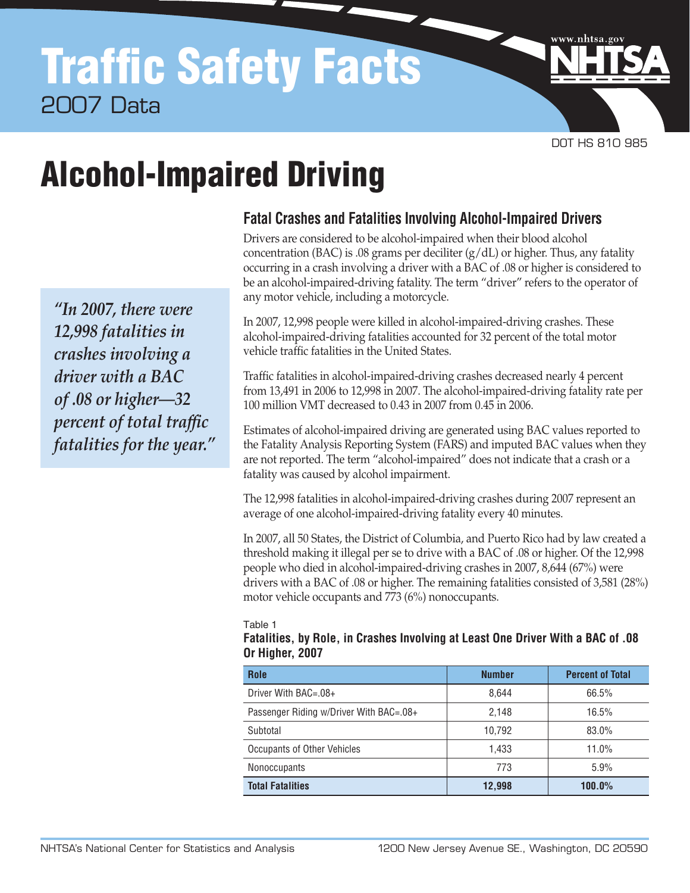# Traffic Safety Facts

2007 Data

DOT HS 810 985

# Alcohol-Impaired Driving

*"In 2007, there were 12,998 fatalities in crashes involving a driver with a BAC of .08 or higher—32 percent of total traffic fatalities for the year."*

## Fatal Crashes and Fatalities Involving Alcohol-Impaired Drivers

Drivers are considered to be alcohol-impaired when their blood alcohol concentration (BAC) is .08 grams per deciliter (g/dL) or higher. Thus, any fatality occurring in a crash involving a driver with a BAC of .08 or higher is considered to be an alcohol-impaired-driving fatality. The term "driver" refers to the operator of any motor vehicle, including a motorcycle.

In 2007, 12,998 people were killed in alcohol-impaired-driving crashes. These alcohol-impaired-driving fatalities accounted for 32 percent of the total motor vehicle traffic fatalities in the United States.

Traffic fatalities in alcohol-impaired-driving crashes decreased nearly 4 percent from 13,491 in 2006 to 12,998 in 2007. The alcohol-impaired-driving fatality rate per 100 million VMT decreased to 0.43 in 2007 from 0.45 in 2006.

Estimates of alcohol-impaired driving are generated using BAC values reported to the Fatality Analysis Reporting System (FARS) and imputed BAC values when they are not reported. The term "alcohol-impaired" does not indicate that a crash or a fatality was caused by alcohol impairment.

The 12,998 fatalities in alcohol-impaired-driving crashes during 2007 represent an average of one alcohol-impaired-driving fatality every 40 minutes.

In 2007, all 50 States, the District of Columbia, and Puerto Rico had by law created a threshold making it illegal per se to drive with a BAC of .08 or higher. Of the 12,998 people who died in alcohol-impaired-driving crashes in 2007, 8,644 (67%) were drivers with a BAC of .08 or higher. The remaining fatalities consisted of 3,581 (28%) motor vehicle occupants and 773 (6%) nonoccupants.

Table 1

**Fatalities, by Role, in Crashes Involving at Least One Driver With a BAC of .08 Or Higher, 2007**

| Role | Number | Percent of Total |
|---|---|---|
| Driver With BAC=.08+ | 8,644 | 66.5% |
| Passenger Riding w/Driver With BAC=.08+ | 2,148 | 16.5% |
| Subtotal | 10,792 | 83.0% |
| Occupants of Other Vehicles | 1,433 | 11.0% |
| Nonoccupants | 773 | 5.9% |
| **Total Fatalities** | **12,998** | **100.0%** |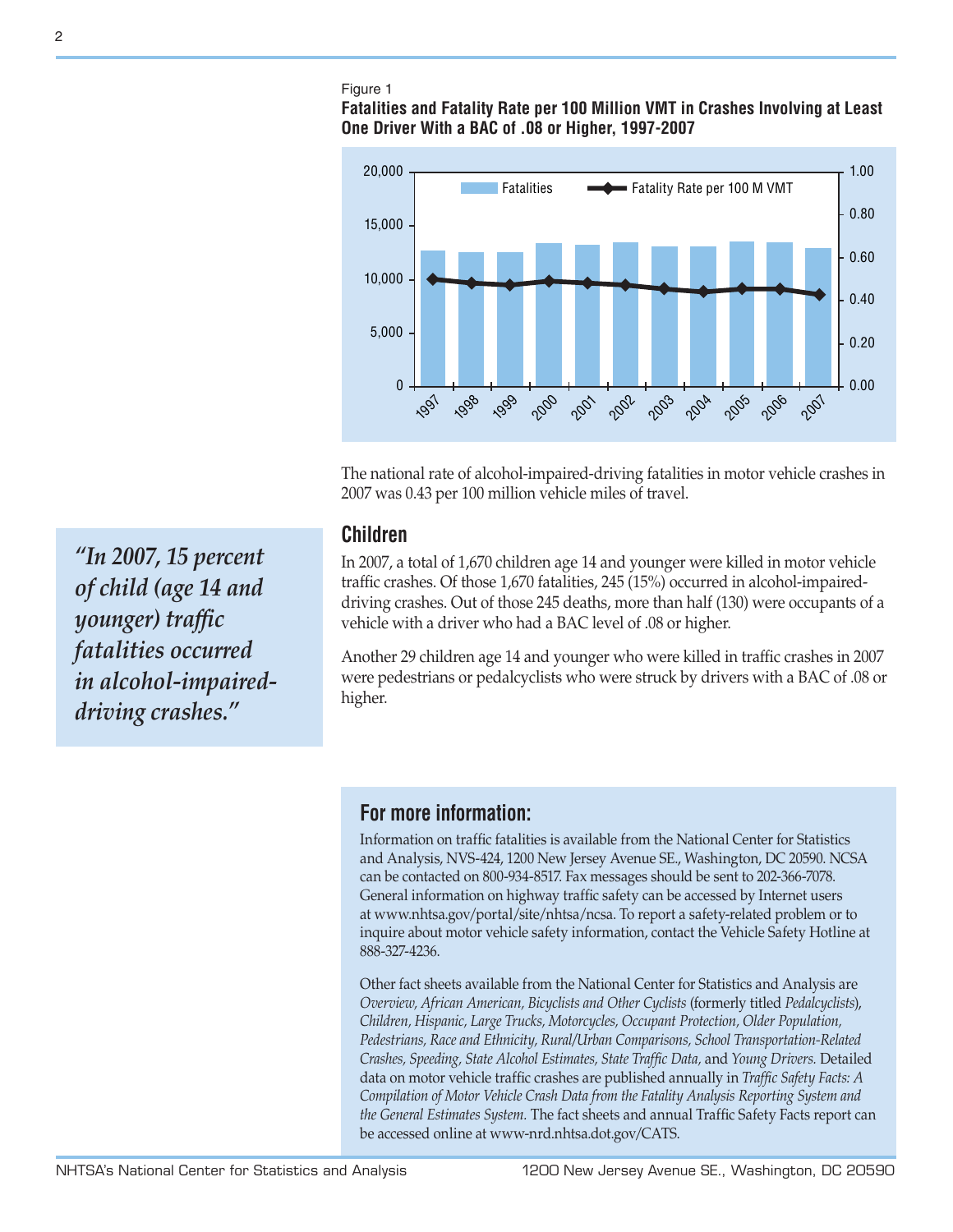Figure 1

**Fatalities and Fatality Rate per 100 Million VMT in Crashes Involving at Least One Driver With a BAC of .08 or Higher, 1997-2007**

The national rate of alcohol-impaired-driving fatalities in motor vehicle crashes in 2007 was 0.43 per 100 million vehicle miles of travel.

## Children

In 2007, a total of 1,670 children age 14 and younger were killed in motor vehicle traffic crashes. Of those 1,670 fatalities, 245 (15%) occurred in alcohol-impaired-driving crashes. Out of those 245 deaths, more than half (130) were occupants of a vehicle with a driver who had a BAC level of .08 or higher.

Another 29 children age 14 and younger who were killed in traffic crashes in 2007 were pedestrians or pedalcyclists who were struck by drivers with a BAC of .08 or higher.

> ***"In 2007, 15 percent of child (age 14 and younger) traffic fatalities occurred in alcohol-impaired-driving crashes."***

## For more information:

Information on traffic fatalities is available from the National Center for Statistics and Analysis, NVS-424, 1200 New Jersey Avenue SE., Washington, DC 20590. NCSA can be contacted on 800-934-8517. Fax messages should be sent to 202-366-7078. General information on highway traffic safety can be accessed by Internet users at www.nhtsa.gov/portal/site/nhtsa/ncsa. To report a safety-related problem or to inquire about motor vehicle safety information, contact the Vehicle Safety Hotline at 888-327-4236.

Other fact sheets available from the National Center for Statistics and Analysis are *Overview, African American, Bicyclists and Other Cyclists* (formerly titled *Pedalcyclists*), *Children, Hispanic, Large Trucks, Motorcycles, Occupant Protection, Older Population, Pedestrians, Race and Ethnicity, Rural/Urban Comparisons, School Transportation-Related Crashes, Speeding, State Alcohol Estimates, State Traffic Data,* and *Young Drivers.* Detailed data on motor vehicle traffic crashes are published annually in *Traffic Safety Facts: A Compilation of Motor Vehicle Crash Data from the Fatality Analysis Reporting System and the General Estimates System.* The fact sheets and annual Traffic Safety Facts report can be accessed online at www-nrd.nhtsa.dot.gov/CATS.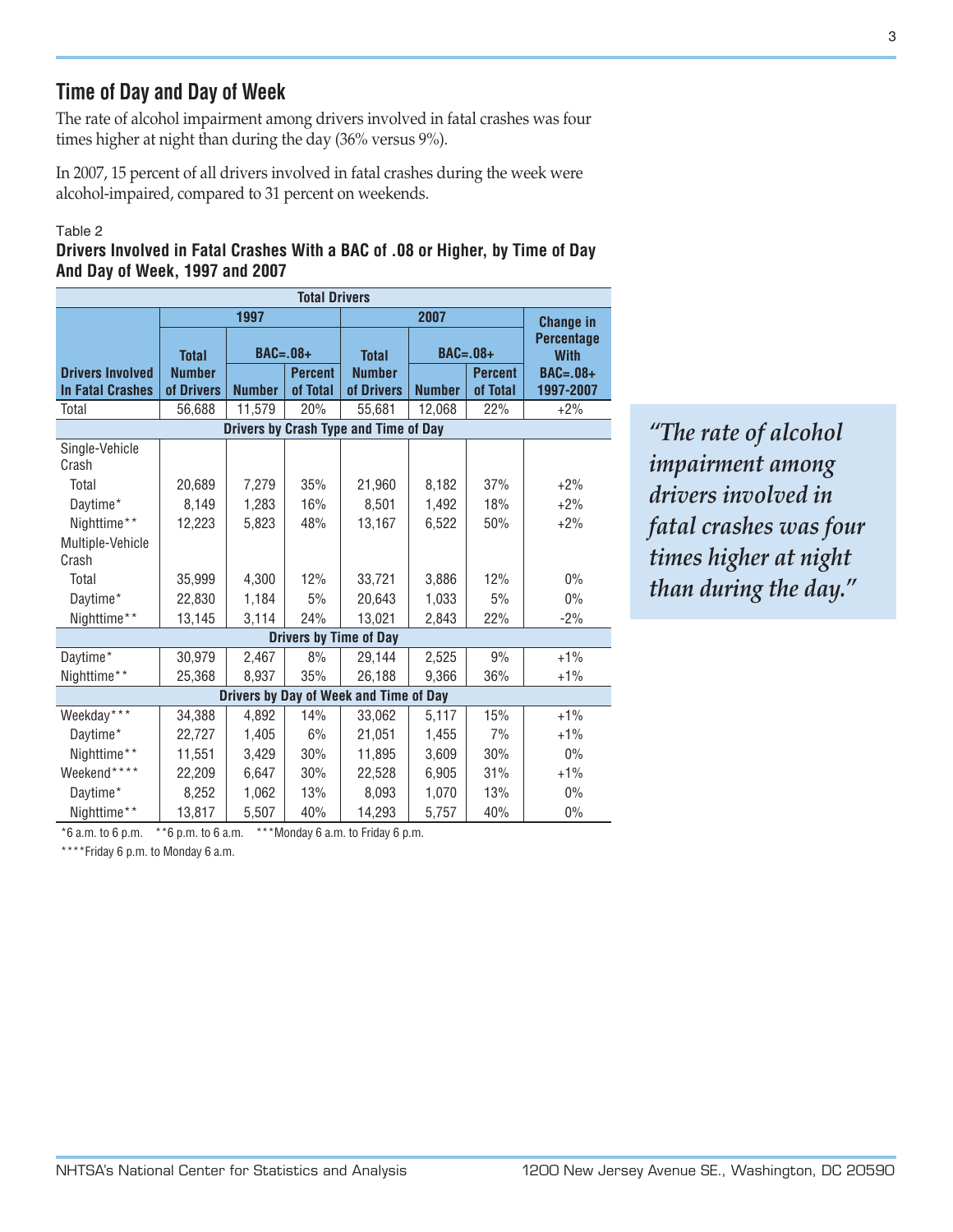## Time of Day and Day of Week

The rate of alcohol impairment among drivers involved in fatal crashes was four times higher at night than during the day (36% versus 9%).

In 2007, 15 percent of all drivers involved in fatal crashes during the week were alcohol-impaired, compared to 31 percent on weekends.

*"The rate of alcohol impairment among drivers involved in fatal crashes was four times higher at night than during the day."*

Table 2

**Drivers Involved in Fatal Crashes With a BAC of .08 or Higher, by Time of Day And Day of Week, 1997 and 2007**

| Total Drivers | | | | | | | |
|---|---|---|---|---|---|---|---|
| | 1997 | | | 2007 | | | Change in Percentage With BAC=.08+ 1997-2007 |
| Drivers Involved In Fatal Crashes | Total Number of Drivers | BAC=.08+ Number | BAC=.08+ Percent of Total | Total Number of Drivers | BAC=.08+ Number | BAC=.08+ Percent of Total | |
| Total | 56,688 | 11,579 | 20% | 55,681 | 12,068 | 22% | +2% |
| **Drivers by Crash Type and Time of Day** | | | | | | | |
| Single-Vehicle Crash | | | | | | | |
| Total | 20,689 | 7,279 | 35% | 21,960 | 8,182 | 37% | +2% |
| Daytime* | 8,149 | 1,283 | 16% | 8,501 | 1,492 | 18% | +2% |
| Nighttime** | 12,223 | 5,823 | 48% | 13,167 | 6,522 | 50% | +2% |
| Multiple-Vehicle Crash | | | | | | | |
| Total | 35,999 | 4,300 | 12% | 33,721 | 3,886 | 12% | 0% |
| Daytime* | 22,830 | 1,184 | 5% | 20,643 | 1,033 | 5% | 0% |
| Nighttime** | 13,145 | 3,114 | 24% | 13,021 | 2,843 | 22% | -2% |
| **Drivers by Time of Day** | | | | | | | |
| Daytime* | 30,979 | 2,467 | 8% | 29,144 | 2,525 | 9% | +1% |
| Nighttime** | 25,368 | 8,937 | 35% | 26,188 | 9,366 | 36% | +1% |
| **Drivers by Day of Week and Time of Day** | | | | | | | |
| Weekday*** | 34,388 | 4,892 | 14% | 33,062 | 5,117 | 15% | +1% |
| Daytime* | 22,727 | 1,405 | 6% | 21,051 | 1,455 | 7% | +1% |
| Nighttime** | 11,551 | 3,429 | 30% | 11,895 | 3,609 | 30% | 0% |
| Weekend**** | 22,209 | 6,647 | 30% | 22,528 | 6,905 | 31% | +1% |
| Daytime* | 8,252 | 1,062 | 13% | 8,093 | 1,070 | 13% | 0% |
| Nighttime** | 13,817 | 5,507 | 40% | 14,293 | 5,757 | 40% | 0% |

*6 a.m. to 6 p.m. **6 p.m. to 6 a.m. ***Monday 6 a.m. to Friday 6 p.m.

****Friday 6 p.m. to Monday 6 a.m.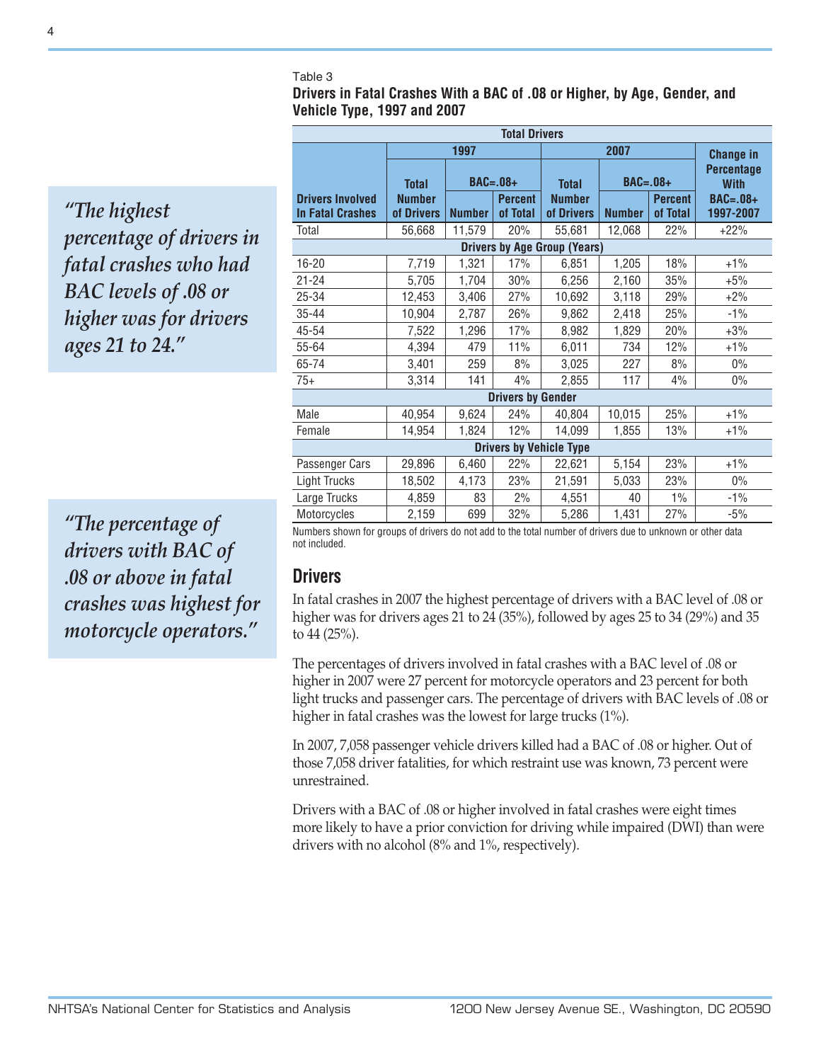> *"The highest percentage of drivers in fatal crashes who had BAC levels of .08 or higher was for drivers ages 21 to 24."*

Table 3

**Drivers in Fatal Crashes With a BAC of .08 or Higher, by Age, Gender, and Vehicle Type, 1997 and 2007**

| Total Drivers | | | | | | | |
|---|---|---|---|---|---|---|---|
| | 1997 | | | 2007 | | | Change in Percentage With BAC=.08+ 1997-2007 |
| | Total | BAC=.08+ | | Total | BAC=.08+ | | |
| Drivers Involved In Fatal Crashes | Number of Drivers | Number | Percent of Total | Number of Drivers | Number | Percent of Total | |
| Total | 56,668 | 11,579 | 20% | 55,681 | 12,068 | 22% | +22% |
| **Drivers by Age Group (Years)** | | | | | | | |
| 16-20 | 7,719 | 1,321 | 17% | 6,851 | 1,205 | 18% | +1% |
| 21-24 | 5,705 | 1,704 | 30% | 6,256 | 2,160 | 35% | +5% |
| 25-34 | 12,453 | 3,406 | 27% | 10,692 | 3,118 | 29% | +2% |
| 35-44 | 10,904 | 2,787 | 26% | 9,862 | 2,418 | 25% | -1% |
| 45-54 | 7,522 | 1,296 | 17% | 8,982 | 1,829 | 20% | +3% |
| 55-64 | 4,394 | 479 | 11% | 6,011 | 734 | 12% | +1% |
| 65-74 | 3,401 | 259 | 8% | 3,025 | 227 | 8% | 0% |
| 75+ | 3,314 | 141 | 4% | 2,855 | 117 | 4% | 0% |
| **Drivers by Gender** | | | | | | | |
| Male | 40,954 | 9,624 | 24% | 40,804 | 10,015 | 25% | +1% |
| Female | 14,954 | 1,824 | 12% | 14,099 | 1,855 | 13% | +1% |
| **Drivers by Vehicle Type** | | | | | | | |
| Passenger Cars | 29,896 | 6,460 | 22% | 22,621 | 5,154 | 23% | +1% |
| Light Trucks | 18,502 | 4,173 | 23% | 21,591 | 5,033 | 23% | 0% |
| Large Trucks | 4,859 | 83 | 2% | 4,551 | 40 | 1% | -1% |
| Motorcycles | 2,159 | 699 | 32% | 5,286 | 1,431 | 27% | -5% |

Numbers shown for groups of drivers do not add to the total number of drivers due to unknown or other data not included.

> *"The percentage of drivers with BAC of .08 or above in fatal crashes was highest for motorcycle operators."*

## Drivers

In fatal crashes in 2007 the highest percentage of drivers with a BAC level of .08 or higher was for drivers ages 21 to 24 (35%), followed by ages 25 to 34 (29%) and 35 to 44 (25%).

The percentages of drivers involved in fatal crashes with a BAC level of .08 or higher in 2007 were 27 percent for motorcycle operators and 23 percent for both light trucks and passenger cars. The percentage of drivers with BAC levels of .08 or higher in fatal crashes was the lowest for large trucks (1%).

In 2007, 7,058 passenger vehicle drivers killed had a BAC of .08 or higher. Out of those 7,058 driver fatalities, for which restraint use was known, 73 percent were unrestrained.

Drivers with a BAC of .08 or higher involved in fatal crashes were eight times more likely to have a prior conviction for driving while impaired (DWI) than were drivers with no alcohol (8% and 1%, respectively).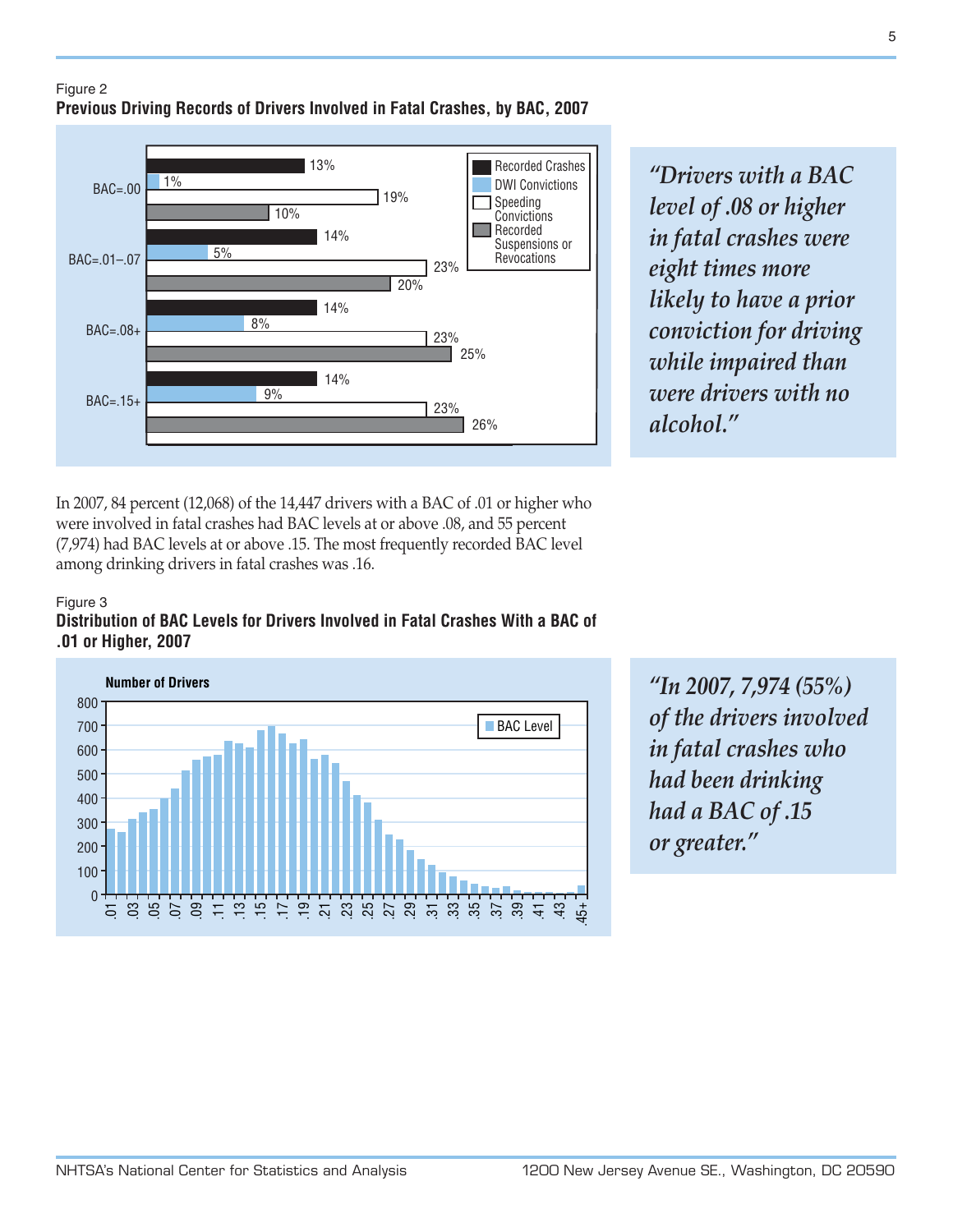Figure 2

**Previous Driving Records of Drivers Involved in Fatal Crashes, by BAC, 2007**

| BAC | Recorded Crashes | DWI Convictions | Speeding Convictions | Recorded Suspensions or Revocations |
|---|---|---|---|---|
| BAC=.00 | 13% | 1% | 19% | 10% |
| BAC=.01–.07 | 14% | 5% | 23% | 20% |
| BAC=.08+ | 14% | 8% | 23% | 25% |
| BAC=.15+ | 14% | 9% | 23% | 26% |

*"Drivers with a BAC level of .08 or higher in fatal crashes were eight times more likely to have a prior conviction for driving while impaired than were drivers with no alcohol."*

In 2007, 84 percent (12,068) of the 14,447 drivers with a BAC of .01 or higher who were involved in fatal crashes had BAC levels at or above .08, and 55 percent (7,974) had BAC levels at or above .15. The most frequently recorded BAC level among drinking drivers in fatal crashes was .16.

Figure 3

**Distribution of BAC Levels for Drivers Involved in Fatal Crashes With a BAC of .01 or Higher, 2007**

*"In 2007, 7,974 (55%) of the drivers involved in fatal crashes who had been drinking had a BAC of .15 or greater."*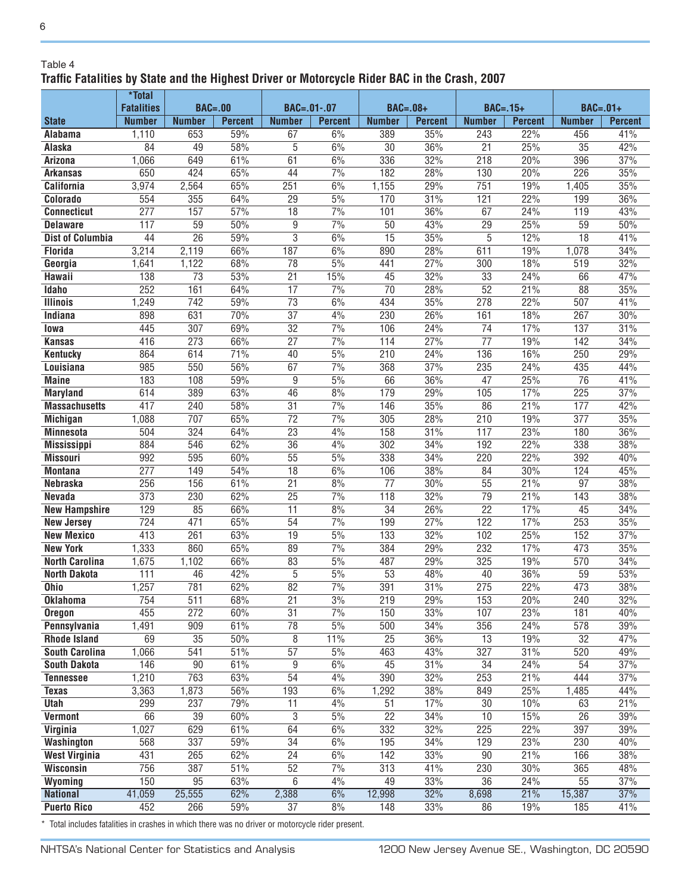Table 4

**Traffic Fatalities by State and the Highest Driver or Motorcycle Rider BAC in the Crash, 2007**

| | *Total Fatalities | BAC=.00 | | BAC=.01-.07 | | BAC=.08+ | | BAC=.15+ | | BAC=.01+ | |
|---|---|---|---|---|---|---|---|---|---|---|---|
| **State** | **Number** | **Number** | **Percent** | **Number** | **Percent** | **Number** | **Percent** | **Number** | **Percent** | **Number** | **Percent** |
| **Alabama** | 1,110 | 653 | 59% | 67 | 6% | 389 | 35% | 243 | 22% | 456 | 41% |
| **Alaska** | 84 | 49 | 58% | 5 | 6% | 30 | 36% | 21 | 25% | 35 | 42% |
| **Arizona** | 1,066 | 649 | 61% | 61 | 6% | 336 | 32% | 218 | 20% | 396 | 37% |
| **Arkansas** | 650 | 424 | 65% | 44 | 7% | 182 | 28% | 130 | 20% | 226 | 35% |
| **California** | 3,974 | 2,564 | 65% | 251 | 6% | 1,155 | 29% | 751 | 19% | 1,405 | 35% |
| **Colorado** | 554 | 355 | 64% | 29 | 5% | 170 | 31% | 121 | 22% | 199 | 36% |
| **Connecticut** | 277 | 157 | 57% | 18 | 7% | 101 | 36% | 67 | 24% | 119 | 43% |
| **Delaware** | 117 | 59 | 50% | 9 | 7% | 50 | 43% | 29 | 25% | 59 | 50% |
| **Dist of Columbia** | 44 | 26 | 59% | 3 | 6% | 15 | 35% | 5 | 12% | 18 | 41% |
| **Florida** | 3,214 | 2,119 | 66% | 187 | 6% | 890 | 28% | 611 | 19% | 1,078 | 34% |
| **Georgia** | 1,641 | 1,122 | 68% | 78 | 5% | 441 | 27% | 300 | 18% | 519 | 32% |
| **Hawaii** | 138 | 73 | 53% | 21 | 15% | 45 | 32% | 33 | 24% | 66 | 47% |
| **Idaho** | 252 | 161 | 64% | 17 | 7% | 70 | 28% | 52 | 21% | 88 | 35% |
| **Illinois** | 1,249 | 742 | 59% | 73 | 6% | 434 | 35% | 278 | 22% | 507 | 41% |
| **Indiana** | 898 | 631 | 70% | 37 | 4% | 230 | 26% | 161 | 18% | 267 | 30% |
| **Iowa** | 445 | 307 | 69% | 32 | 7% | 106 | 24% | 74 | 17% | 137 | 31% |
| **Kansas** | 416 | 273 | 66% | 27 | 7% | 114 | 27% | 77 | 19% | 142 | 34% |
| **Kentucky** | 864 | 614 | 71% | 40 | 5% | 210 | 24% | 136 | 16% | 250 | 29% |
| **Louisiana** | 985 | 550 | 56% | 67 | 7% | 368 | 37% | 235 | 24% | 435 | 44% |
| **Maine** | 183 | 108 | 59% | 9 | 5% | 66 | 36% | 47 | 25% | 76 | 41% |
| **Maryland** | 614 | 389 | 63% | 46 | 8% | 179 | 29% | 105 | 17% | 225 | 37% |
| **Massachusetts** | 417 | 240 | 58% | 31 | 7% | 146 | 35% | 86 | 21% | 177 | 42% |
| **Michigan** | 1,088 | 707 | 65% | 72 | 7% | 305 | 28% | 210 | 19% | 377 | 35% |
| **Minnesota** | 504 | 324 | 64% | 23 | 4% | 158 | 31% | 117 | 23% | 180 | 36% |
| **Mississippi** | 884 | 546 | 62% | 36 | 4% | 302 | 34% | 192 | 22% | 338 | 38% |
| **Missouri** | 992 | 595 | 60% | 55 | 5% | 338 | 34% | 220 | 22% | 392 | 40% |
| **Montana** | 277 | 149 | 54% | 18 | 6% | 106 | 38% | 84 | 30% | 124 | 45% |
| **Nebraska** | 256 | 156 | 61% | 21 | 8% | 77 | 30% | 55 | 21% | 97 | 38% |
| **Nevada** | 373 | 230 | 62% | 25 | 7% | 118 | 32% | 79 | 21% | 143 | 38% |
| **New Hampshire** | 129 | 85 | 66% | 11 | 8% | 34 | 26% | 22 | 17% | 45 | 34% |
| **New Jersey** | 724 | 471 | 65% | 54 | 7% | 199 | 27% | 122 | 17% | 253 | 35% |
| **New Mexico** | 413 | 261 | 63% | 19 | 5% | 133 | 32% | 102 | 25% | 152 | 37% |
| **New York** | 1,333 | 860 | 65% | 89 | 7% | 384 | 29% | 232 | 17% | 473 | 35% |
| **North Carolina** | 1,675 | 1,102 | 66% | 83 | 5% | 487 | 29% | 325 | 19% | 570 | 34% |
| **North Dakota** | 111 | 46 | 42% | 5 | 5% | 53 | 48% | 40 | 36% | 59 | 53% |
| **Ohio** | 1,257 | 781 | 62% | 82 | 7% | 391 | 31% | 275 | 22% | 473 | 38% |
| **Oklahoma** | 754 | 511 | 68% | 21 | 3% | 219 | 29% | 153 | 20% | 240 | 32% |
| **Oregon** | 455 | 272 | 60% | 31 | 7% | 150 | 33% | 107 | 23% | 181 | 40% |
| **Pennsylvania** | 1,491 | 909 | 61% | 78 | 5% | 500 | 34% | 356 | 24% | 578 | 39% |
| **Rhode Island** | 69 | 35 | 50% | 8 | 11% | 25 | 36% | 13 | 19% | 32 | 47% |
| **South Carolina** | 1,066 | 541 | 51% | 57 | 5% | 463 | 43% | 327 | 31% | 520 | 49% |
| **South Dakota** | 146 | 90 | 61% | 9 | 6% | 45 | 31% | 34 | 24% | 54 | 37% |
| **Tennessee** | 1,210 | 763 | 63% | 54 | 4% | 390 | 32% | 253 | 21% | 444 | 37% |
| **Texas** | 3,363 | 1,873 | 56% | 193 | 6% | 1,292 | 38% | 849 | 25% | 1,485 | 44% |
| **Utah** | 299 | 237 | 79% | 11 | 4% | 51 | 17% | 30 | 10% | 63 | 21% |
| **Vermont** | 66 | 39 | 60% | 3 | 5% | 22 | 34% | 10 | 15% | 26 | 39% |
| **Virginia** | 1,027 | 629 | 61% | 64 | 6% | 332 | 32% | 225 | 22% | 397 | 39% |
| **Washington** | 568 | 337 | 59% | 34 | 6% | 195 | 34% | 129 | 23% | 230 | 40% |
| **West Virginia** | 431 | 265 | 62% | 24 | 6% | 142 | 33% | 90 | 21% | 166 | 38% |
| **Wisconsin** | 756 | 387 | 51% | 52 | 7% | 313 | 41% | 230 | 30% | 365 | 48% |
| **Wyoming** | 150 | 95 | 63% | 6 | 4% | 49 | 33% | 36 | 24% | 55 | 37% |
| **National** | 41,059 | 25,555 | 62% | 2,388 | 6% | 12,998 | 32% | 8,698 | 21% | 15,387 | 37% |
| **Puerto Rico** | 452 | 266 | 59% | 37 | 8% | 148 | 33% | 86 | 19% | 185 | 41% |

\* Total includes fatalities in crashes in which there was no driver or motorcycle rider present.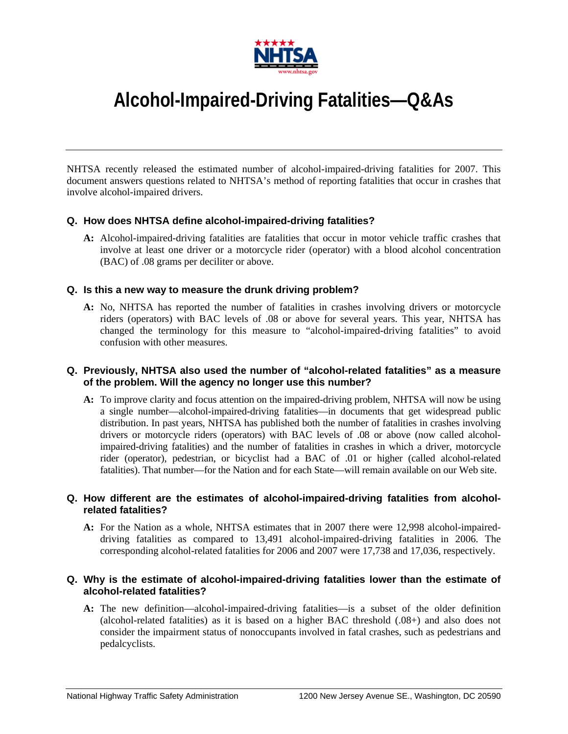# Alcohol-Impaired-Driving Fatalities—Q&As

NHTSA recently released the estimated number of alcohol-impaired-driving fatalities for 2007. This document answers questions related to NHTSA's method of reporting fatalities that occur in crashes that involve alcohol-impaired drivers.

**Q. How does NHTSA define alcohol-impaired-driving fatalities?**

**A:** Alcohol-impaired-driving fatalities are fatalities that occur in motor vehicle traffic crashes that involve at least one driver or a motorcycle rider (operator) with a blood alcohol concentration (BAC) of .08 grams per deciliter or above.

**Q. Is this a new way to measure the drunk driving problem?**

**A:** No, NHTSA has reported the number of fatalities in crashes involving drivers or motorcycle riders (operators) with BAC levels of .08 or above for several years. This year, NHTSA has changed the terminology for this measure to "alcohol-impaired-driving fatalities" to avoid confusion with other measures.

**Q. Previously, NHTSA also used the number of "alcohol-related fatalities" as a measure of the problem. Will the agency no longer use this number?**

**A:** To improve clarity and focus attention on the impaired-driving problem, NHTSA will now be using a single number—alcohol-impaired-driving fatalities—in documents that get widespread public distribution. In past years, NHTSA has published both the number of fatalities in crashes involving drivers or motorcycle riders (operators) with BAC levels of .08 or above (now called alcohol-impaired-driving fatalities) and the number of fatalities in crashes in which a driver, motorcycle rider (operator), pedestrian, or bicyclist had a BAC of .01 or higher (called alcohol-related fatalities). That number—for the Nation and for each State—will remain available on our Web site.

**Q. How different are the estimates of alcohol-impaired-driving fatalities from alcohol-related fatalities?**

**A:** For the Nation as a whole, NHTSA estimates that in 2007 there were 12,998 alcohol-impaired-driving fatalities as compared to 13,491 alcohol-impaired-driving fatalities in 2006. The corresponding alcohol-related fatalities for 2006 and 2007 were 17,738 and 17,036, respectively.

**Q. Why is the estimate of alcohol-impaired-driving fatalities lower than the estimate of alcohol-related fatalities?**

**A:** The new definition—alcohol-impaired-driving fatalities—is a subset of the older definition (alcohol-related fatalities) as it is based on a higher BAC threshold (.08+) and also does not consider the impairment status of nonoccupants involved in fatal crashes, such as pedestrians and pedalcyclists.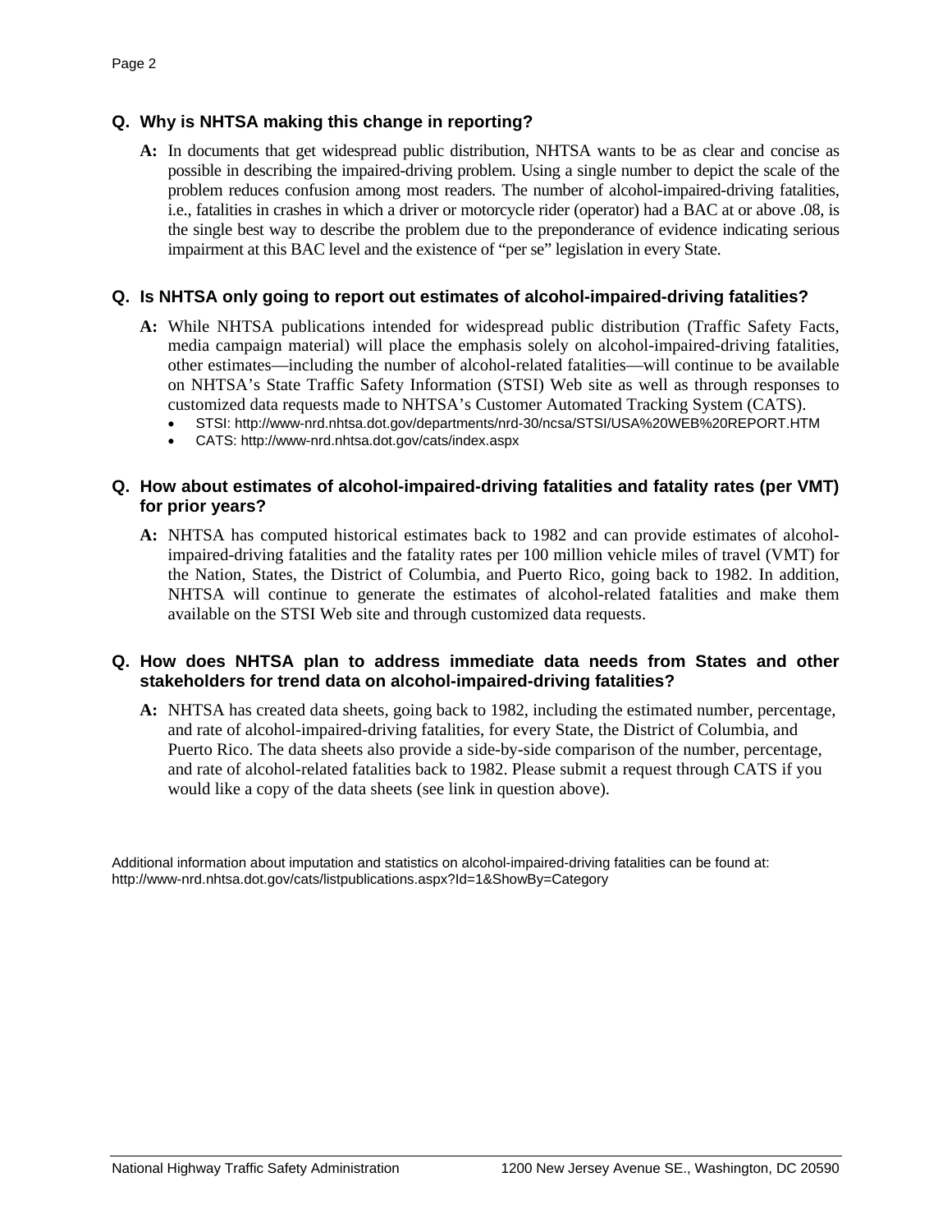**Q. Why is NHTSA making this change in reporting?**

**A:** In documents that get widespread public distribution, NHTSA wants to be as clear and concise as possible in describing the impaired-driving problem. Using a single number to depict the scale of the problem reduces confusion among most readers. The number of alcohol-impaired-driving fatalities, i.e., fatalities in crashes in which a driver or motorcycle rider (operator) had a BAC at or above .08, is the single best way to describe the problem due to the preponderance of evidence indicating serious impairment at this BAC level and the existence of "per se" legislation in every State.

**Q. Is NHTSA only going to report out estimates of alcohol-impaired-driving fatalities?**

**A:** While NHTSA publications intended for widespread public distribution (Traffic Safety Facts, media campaign material) will place the emphasis solely on alcohol-impaired-driving fatalities, other estimates—including the number of alcohol-related fatalities—will continue to be available on NHTSA's State Traffic Safety Information (STSI) Web site as well as through responses to customized data requests made to NHTSA's Customer Automated Tracking System (CATS).

- STSI: http://www-nrd.nhtsa.dot.gov/departments/nrd-30/ncsa/STSI/USA%20WEB%20REPORT.HTM
- CATS: http://www-nrd.nhtsa.dot.gov/cats/index.aspx

**Q. How about estimates of alcohol-impaired-driving fatalities and fatality rates (per VMT) for prior years?**

**A:** NHTSA has computed historical estimates back to 1982 and can provide estimates of alcohol-impaired-driving fatalities and the fatality rates per 100 million vehicle miles of travel (VMT) for the Nation, States, the District of Columbia, and Puerto Rico, going back to 1982. In addition, NHTSA will continue to generate the estimates of alcohol-related fatalities and make them available on the STSI Web site and through customized data requests.

**Q. How does NHTSA plan to address immediate data needs from States and other stakeholders for trend data on alcohol-impaired-driving fatalities?**

**A:** NHTSA has created data sheets, going back to 1982, including the estimated number, percentage, and rate of alcohol-impaired-driving fatalities, for every State, the District of Columbia, and Puerto Rico. The data sheets also provide a side-by-side comparison of the number, percentage, and rate of alcohol-related fatalities back to 1982. Please submit a request through CATS if you would like a copy of the data sheets (see link in question above).

Additional information about imputation and statistics on alcohol-impaired-driving fatalities can be found at:
http://www-nrd.nhtsa.dot.gov/cats/listpublications.aspx?Id=1&ShowBy=Category